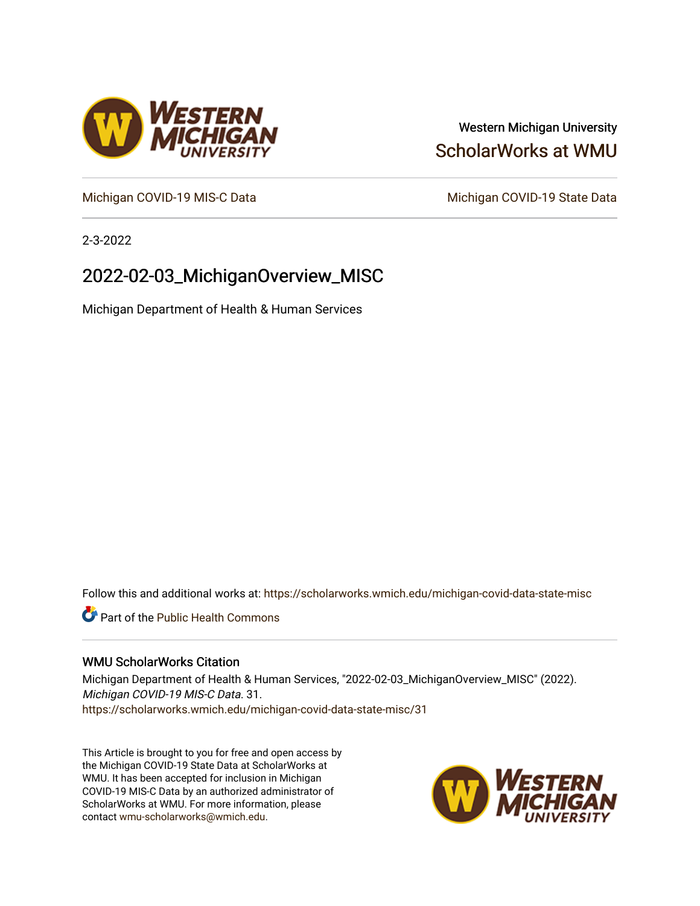Western Michigan University

ScholarWorks at WMU

Michigan COVID-19 MIS-C Data | Michigan COVID-19 State Data

2-3-2022

# 2022-02-03_MichiganOverview_MISC

Michigan Department of Health & Human Services

Follow this and additional works at: https://scholarworks.wmich.edu/michigan-covid-data-state-misc

Part of the Public Health Commons

## WMU ScholarWorks Citation

Michigan Department of Health & Human Services, "2022-02-03_MichiganOverview_MISC" (2022). *Michigan COVID-19 MIS-C Data*. 31.
https://scholarworks.wmich.edu/michigan-covid-data-state-misc/31

This Article is brought to you for free and open access by the Michigan COVID-19 State Data at ScholarWorks at WMU. It has been accepted for inclusion in Michigan COVID-19 MIS-C Data by an authorized administrator of ScholarWorks at WMU. For more information, please contact wmu-scholarworks@wmich.edu.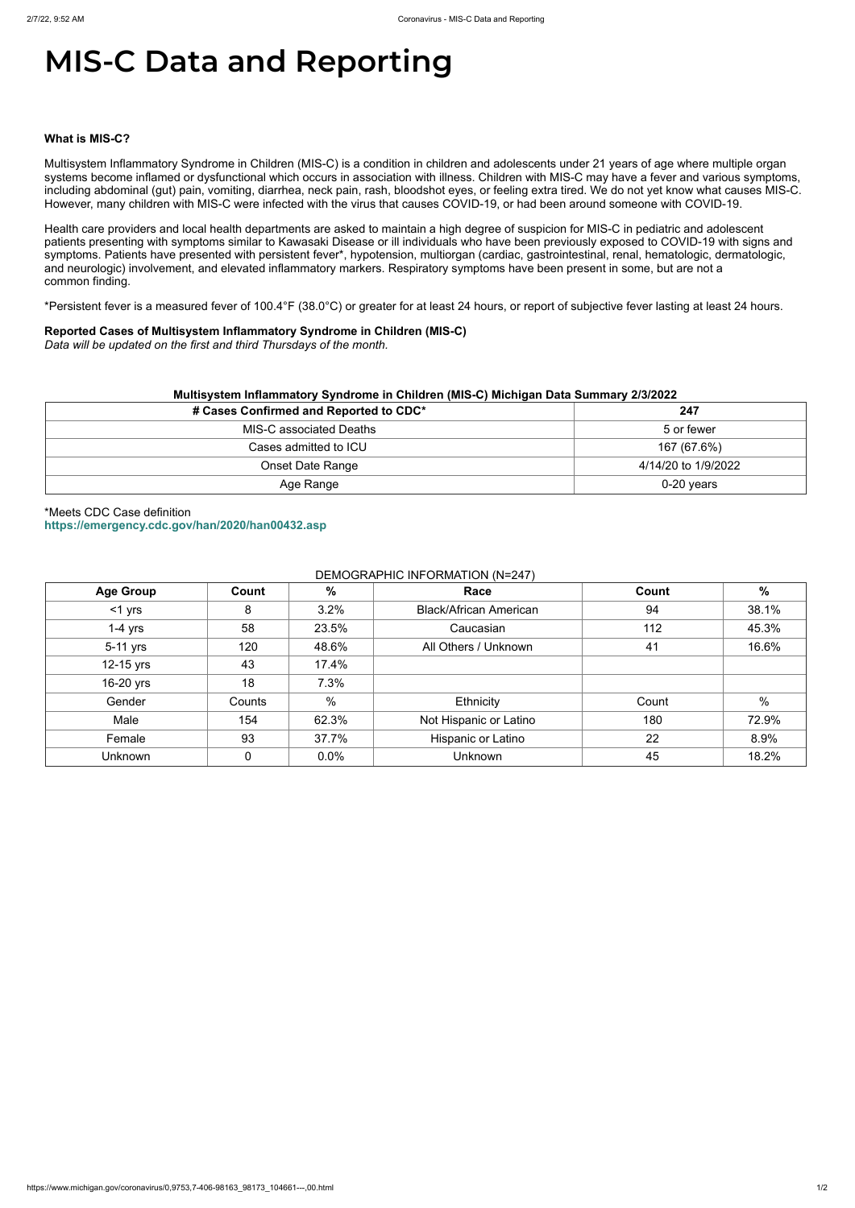# MIS-C Data and Reporting

**What is MIS-C?**

Multisystem Inflammatory Syndrome in Children (MIS-C) is a condition in children and adolescents under 21 years of age where multiple organ systems become inflamed or dysfunctional which occurs in association with illness. Children with MIS-C may have a fever and various symptoms, including abdominal (gut) pain, vomiting, diarrhea, neck pain, rash, bloodshot eyes, or feeling extra tired. We do not yet know what causes MIS-C. However, many children with MIS-C were infected with the virus that causes COVID-19, or had been around someone with COVID-19.

Health care providers and local health departments are asked to maintain a high degree of suspicion for MIS-C in pediatric and adolescent patients presenting with symptoms similar to Kawasaki Disease or ill individuals who have been previously exposed to COVID-19 with signs and symptoms. Patients have presented with persistent fever*, hypotension, multiorgan (cardiac, gastrointestinal, renal, hematologic, dermatologic, and neurologic) involvement, and elevated inflammatory markers. Respiratory symptoms have been present in some, but are not a common finding.

*Persistent fever is a measured fever of 100.4°F (38.0°C) or greater for at least 24 hours, or report of subjective fever lasting at least 24 hours.

**Reported Cases of Multisystem Inflammatory Syndrome in Children (MIS-C)**
*Data will be updated on the first and third Thursdays of the month.*

**Multisystem Inflammatory Syndrome in Children (MIS-C) Michigan Data Summary 2/3/2022**

| # Cases Confirmed and Reported to CDC* | 247 |
|---|---|
| MIS-C associated Deaths | 5 or fewer |
| Cases admitted to ICU | 167 (67.6%) |
| Onset Date Range | 4/14/20 to 1/9/2022 |
| Age Range | 0-20 years |

*Meets CDC Case definition
**https://emergency.cdc.gov/han/2020/han00432.asp**

DEMOGRAPHIC INFORMATION (N=247)

| Age Group | Count | % | Race | Count | % |
|---|---|---|---|---|---|
| <1 yrs | 8 | 3.2% | Black/African American | 94 | 38.1% |
| 1-4 yrs | 58 | 23.5% | Caucasian | 112 | 45.3% |
| 5-11 yrs | 120 | 48.6% | All Others / Unknown | 41 | 16.6% |
| 12-15 yrs | 43 | 17.4% | | | |
| 16-20 yrs | 18 | 7.3% | | | |
| Gender | Counts | % | Ethnicity | Count | % |
| Male | 154 | 62.3% | Not Hispanic or Latino | 180 | 72.9% |
| Female | 93 | 37.7% | Hispanic or Latino | 22 | 8.9% |
| Unknown | 0 | 0.0% | Unknown | 45 | 18.2% |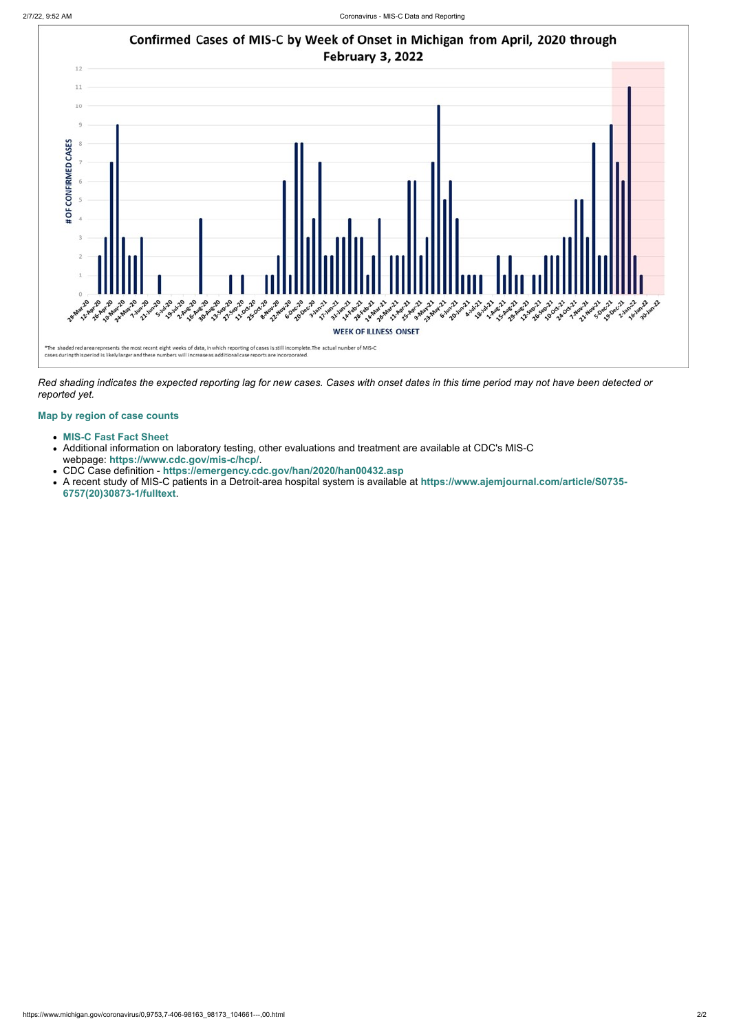Confirmed Cases of MIS-C by Week of Onset in Michigan from April, 2020 through February 3, 2022

# OF CONFIRMED CASES

0
1
2
3
4
5
6
7
8
9
10
11
12

29-Mar-20, 12-Apr-20, 26-Apr-20, 10-May-20, 24-May-20, 7-Jun-20, 21-Jun-20, 5-Jul-20, 19-Jul-20, 2-Aug-20, 16-Aug-20, 30-Aug-20, 13-Sep-20, 27-Sep-20, 11-Oct-20, 25-Oct-20, 8-Nov-20, 22-Nov-20, 6-Dec-20, 20-Dec-20, 3-Jan-21, 17-Jan-21, 31-Jan-21, 14-Feb-21, 28-Feb-21, 14-Mar-21, 28-Mar-21, 11-Apr-21, 25-Apr-21, 9-May-21, 23-May-21, 6-Jun-21, 20-Jun-21, 4-Jul-21, 18-Jul-21, 1-Aug-21, 15-Aug-21, 29-Aug-21, 12-Sep-21, 26-Sep-21, 10-Oct-21, 24-Oct-21, 7-Nov-21, 21-Nov-21, 5-Dec-21, 19-Dec-21, 2-Jan-22, 16-Jan-22, 30-Jan-22

WEEK OF ILLNESS ONSET

*The shaded red area represents the most recent eight weeks of data, in which reporting of cases is still incomplete. The actual number of MIS-C cases during this period is likely larger and these numbers will increase as additional case reports are incorporated.

*Red shading indicates the expected reporting lag for new cases. Cases with onset dates in this time period may not have been detected or reported yet.*

**Map by region of case counts**

- **MIS-C Fast Fact Sheet**
- Additional information on laboratory testing, other evaluations and treatment are available at CDC's MIS-C webpage: **https://www.cdc.gov/mis-c/hcp/**.
- CDC Case definition - **https://emergency.cdc.gov/han/2020/han00432.asp**
- A recent study of MIS-C patients in a Detroit-area hospital system is available at **https://www.ajemjournal.com/article/S0735-6757(20)30873-1/fulltext**.